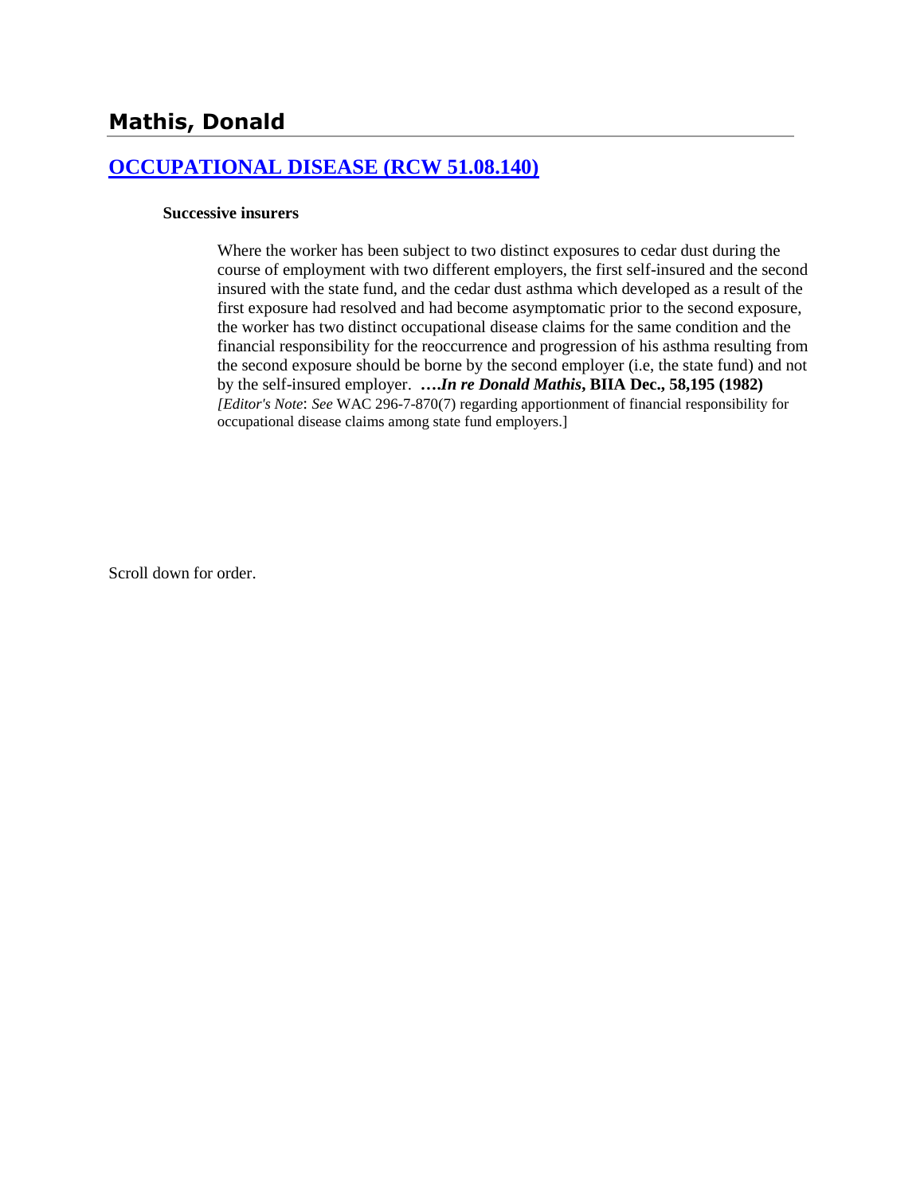## Mathis, Donald

### [OCCUPATIONAL DISEASE (RCW 51.08.140)]

**Successive insurers**

> Where the worker has been subject to two distinct exposures to cedar dust during the course of employment with two different employers, the first self-insured and the second insured with the state fund, and the cedar dust asthma which developed as a result of the first exposure had resolved and had become asymptomatic prior to the second exposure, the worker has two distinct occupational disease claims for the same condition and the financial responsibility for the reoccurrence and progression of his asthma resulting from the second exposure should be borne by the second employer (i.e, the state fund) and not by the self-insured employer. ****….In re Donald Mathis*, BIIA Dec., 58,195 (1982)** *[Editor's Note*: *See* WAC 296-7-870(7) regarding apportionment of financial responsibility for occupational disease claims among state fund employers.]

Scroll down for order.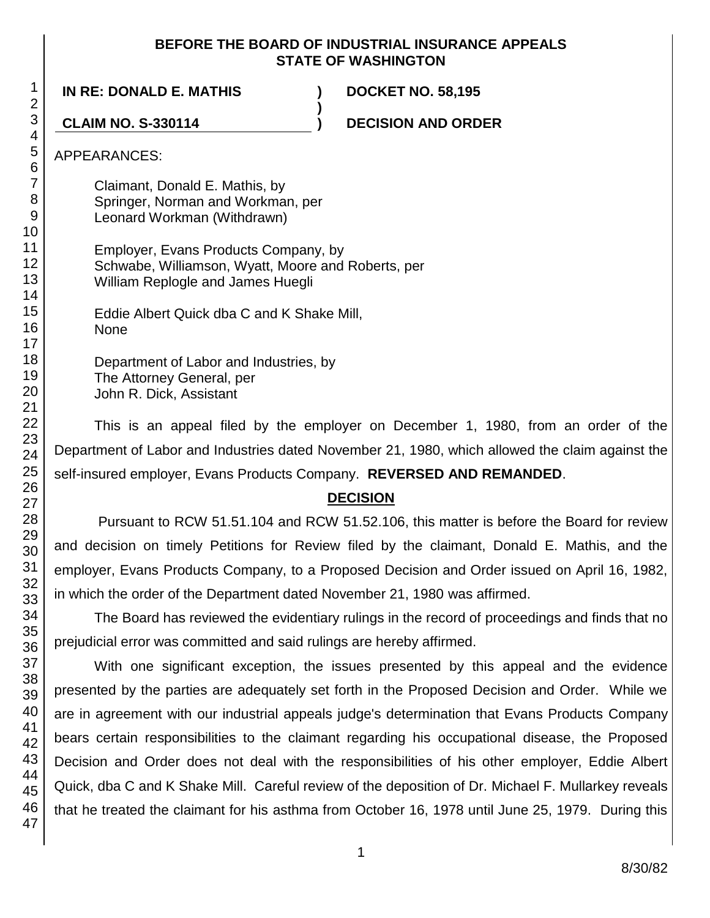**BEFORE THE BOARD OF INDUSTRIAL INSURANCE APPEALS**
**STATE OF WASHINGTON**

**IN RE: DONALD E. MATHIS** ) **DOCKET NO. 58,195**
)
**CLAIM NO. S-330114** ) **DECISION AND ORDER**

APPEARANCES:

Claimant, Donald E. Mathis, by
Springer, Norman and Workman, per
Leonard Workman (Withdrawn)

Employer, Evans Products Company, by
Schwabe, Williamson, Wyatt, Moore and Roberts, per
William Replogle and James Huegli

Eddie Albert Quick dba C and K Shake Mill,
None

Department of Labor and Industries, by
The Attorney General, per
John R. Dick, Assistant

This is an appeal filed by the employer on December 1, 1980, from an order of the Department of Labor and Industries dated November 21, 1980, which allowed the claim against the self-insured employer, Evans Products Company. **REVERSED AND REMANDED**.

## DECISION

Pursuant to RCW 51.51.104 and RCW 51.52.106, this matter is before the Board for review and decision on timely Petitions for Review filed by the claimant, Donald E. Mathis, and the employer, Evans Products Company, to a Proposed Decision and Order issued on April 16, 1982, in which the order of the Department dated November 21, 1980 was affirmed.

The Board has reviewed the evidentiary rulings in the record of proceedings and finds that no prejudicial error was committed and said rulings are hereby affirmed.

With one significant exception, the issues presented by this appeal and the evidence presented by the parties are adequately set forth in the Proposed Decision and Order. While we are in agreement with our industrial appeals judge's determination that Evans Products Company bears certain responsibilities to the claimant regarding his occupational disease, the Proposed Decision and Order does not deal with the responsibilities of his other employer, Eddie Albert Quick, dba C and K Shake Mill. Careful review of the deposition of Dr. Michael F. Mullarkey reveals that he treated the claimant for his asthma from October 16, 1978 until June 25, 1979. During this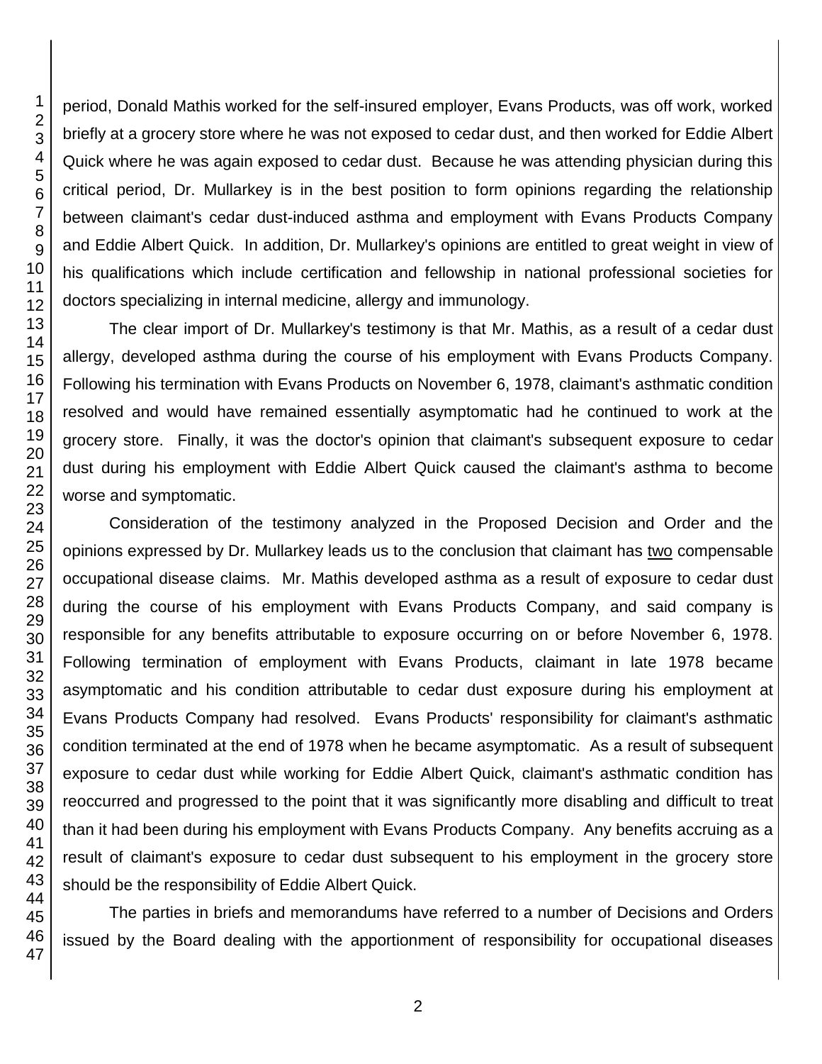period, Donald Mathis worked for the self-insured employer, Evans Products, was off work, worked briefly at a grocery store where he was not exposed to cedar dust, and then worked for Eddie Albert Quick where he was again exposed to cedar dust. Because he was attending physician during this critical period, Dr. Mullarkey is in the best position to form opinions regarding the relationship between claimant's cedar dust-induced asthma and employment with Evans Products Company and Eddie Albert Quick. In addition, Dr. Mullarkey's opinions are entitled to great weight in view of his qualifications which include certification and fellowship in national professional societies for doctors specializing in internal medicine, allergy and immunology.

The clear import of Dr. Mullarkey's testimony is that Mr. Mathis, as a result of a cedar dust allergy, developed asthma during the course of his employment with Evans Products Company. Following his termination with Evans Products on November 6, 1978, claimant's asthmatic condition resolved and would have remained essentially asymptomatic had he continued to work at the grocery store. Finally, it was the doctor's opinion that claimant's subsequent exposure to cedar dust during his employment with Eddie Albert Quick caused the claimant's asthma to become worse and symptomatic.

Consideration of the testimony analyzed in the Proposed Decision and Order and the opinions expressed by Dr. Mullarkey leads us to the conclusion that claimant has two compensable occupational disease claims. Mr. Mathis developed asthma as a result of exposure to cedar dust during the course of his employment with Evans Products Company, and said company is responsible for any benefits attributable to exposure occurring on or before November 6, 1978. Following termination of employment with Evans Products, claimant in late 1978 became asymptomatic and his condition attributable to cedar dust exposure during his employment at Evans Products Company had resolved. Evans Products' responsibility for claimant's asthmatic condition terminated at the end of 1978 when he became asymptomatic. As a result of subsequent exposure to cedar dust while working for Eddie Albert Quick, claimant's asthmatic condition has reoccurred and progressed to the point that it was significantly more disabling and difficult to treat than it had been during his employment with Evans Products Company. Any benefits accruing as a result of claimant's exposure to cedar dust subsequent to his employment in the grocery store should be the responsibility of Eddie Albert Quick.

The parties in briefs and memorandums have referred to a number of Decisions and Orders issued by the Board dealing with the apportionment of responsibility for occupational diseases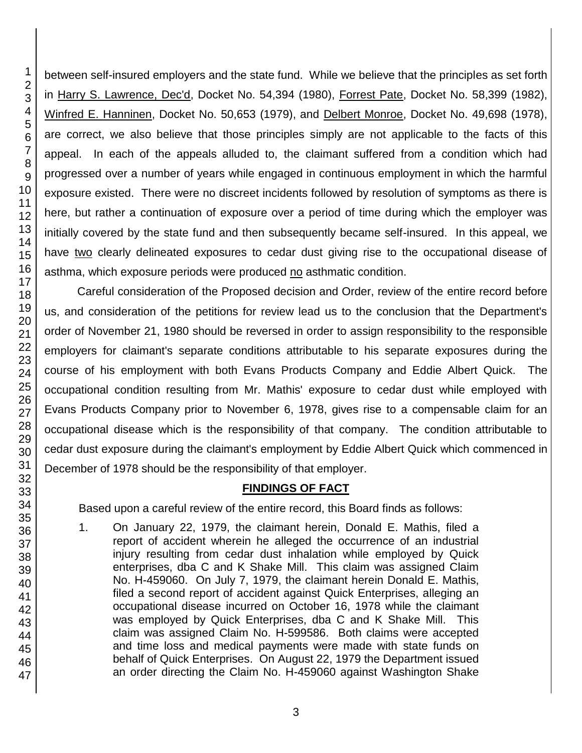between self-insured employers and the state fund. While we believe that the principles as set forth in Harry S. Lawrence, Dec'd, Docket No. 54,394 (1980), Forrest Pate, Docket No. 58,399 (1982), Winfred E. Hanninen, Docket No. 50,653 (1979), and Delbert Monroe, Docket No. 49,698 (1978), are correct, we also believe that those principles simply are not applicable to the facts of this appeal. In each of the appeals alluded to, the claimant suffered from a condition which had progressed over a number of years while engaged in continuous employment in which the harmful exposure existed. There were no discreet incidents followed by resolution of symptoms as there is here, but rather a continuation of exposure over a period of time during which the employer was initially covered by the state fund and then subsequently became self-insured. In this appeal, we have two clearly delineated exposures to cedar dust giving rise to the occupational disease of asthma, which exposure periods were produced no asthmatic condition.

Careful consideration of the Proposed decision and Order, review of the entire record before us, and consideration of the petitions for review lead us to the conclusion that the Department's order of November 21, 1980 should be reversed in order to assign responsibility to the responsible employers for claimant's separate conditions attributable to his separate exposures during the course of his employment with both Evans Products Company and Eddie Albert Quick. The occupational condition resulting from Mr. Mathis' exposure to cedar dust while employed with Evans Products Company prior to November 6, 1978, gives rise to a compensable claim for an occupational disease which is the responsibility of that company. The condition attributable to cedar dust exposure during the claimant's employment by Eddie Albert Quick which commenced in December of 1978 should be the responsibility of that employer.

## FINDINGS OF FACT

Based upon a careful review of the entire record, this Board finds as follows:

1. On January 22, 1979, the claimant herein, Donald E. Mathis, filed a report of accident wherein he alleged the occurrence of an industrial injury resulting from cedar dust inhalation while employed by Quick enterprises, dba C and K Shake Mill. This claim was assigned Claim No. H-459060. On July 7, 1979, the claimant herein Donald E. Mathis, filed a second report of accident against Quick Enterprises, alleging an occupational disease incurred on October 16, 1978 while the claimant was employed by Quick Enterprises, dba C and K Shake Mill. This claim was assigned Claim No. H-599586. Both claims were accepted and time loss and medical payments were made with state funds on behalf of Quick Enterprises. On August 22, 1979 the Department issued an order directing the Claim No. H-459060 against Washington Shake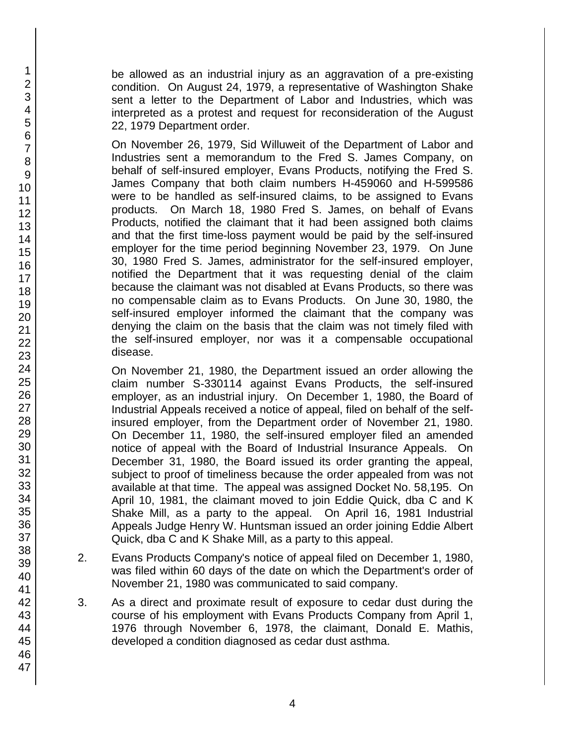be allowed as an industrial injury as an aggravation of a pre-existing condition. On August 24, 1979, a representative of Washington Shake sent a letter to the Department of Labor and Industries, which was interpreted as a protest and request for reconsideration of the August 22, 1979 Department order.

On November 26, 1979, Sid Willuweit of the Department of Labor and Industries sent a memorandum to the Fred S. James Company, on behalf of self-insured employer, Evans Products, notifying the Fred S. James Company that both claim numbers H-459060 and H-599586 were to be handled as self-insured claims, to be assigned to Evans products. On March 18, 1980 Fred S. James, on behalf of Evans Products, notified the claimant that it had been assigned both claims and that the first time-loss payment would be paid by the self-insured employer for the time period beginning November 23, 1979. On June 30, 1980 Fred S. James, administrator for the self-insured employer, notified the Department that it was requesting denial of the claim because the claimant was not disabled at Evans Products, so there was no compensable claim as to Evans Products. On June 30, 1980, the self-insured employer informed the claimant that the company was denying the claim on the basis that the claim was not timely filed with the self-insured employer, nor was it a compensable occupational disease.

On November 21, 1980, the Department issued an order allowing the claim number S-330114 against Evans Products, the self-insured employer, as an industrial injury. On December 1, 1980, the Board of Industrial Appeals received a notice of appeal, filed on behalf of the self-insured employer, from the Department order of November 21, 1980. On December 11, 1980, the self-insured employer filed an amended notice of appeal with the Board of Industrial Insurance Appeals. On December 31, 1980, the Board issued its order granting the appeal, subject to proof of timeliness because the order appealed from was not available at that time. The appeal was assigned Docket No. 58,195. On April 10, 1981, the claimant moved to join Eddie Quick, dba C and K Shake Mill, as a party to the appeal. On April 16, 1981 Industrial Appeals Judge Henry W. Huntsman issued an order joining Eddie Albert Quick, dba C and K Shake Mill, as a party to this appeal.

2. Evans Products Company's notice of appeal filed on December 1, 1980, was filed within 60 days of the date on which the Department's order of November 21, 1980 was communicated to said company.

3. As a direct and proximate result of exposure to cedar dust during the course of his employment with Evans Products Company from April 1, 1976 through November 6, 1978, the claimant, Donald E. Mathis, developed a condition diagnosed as cedar dust asthma.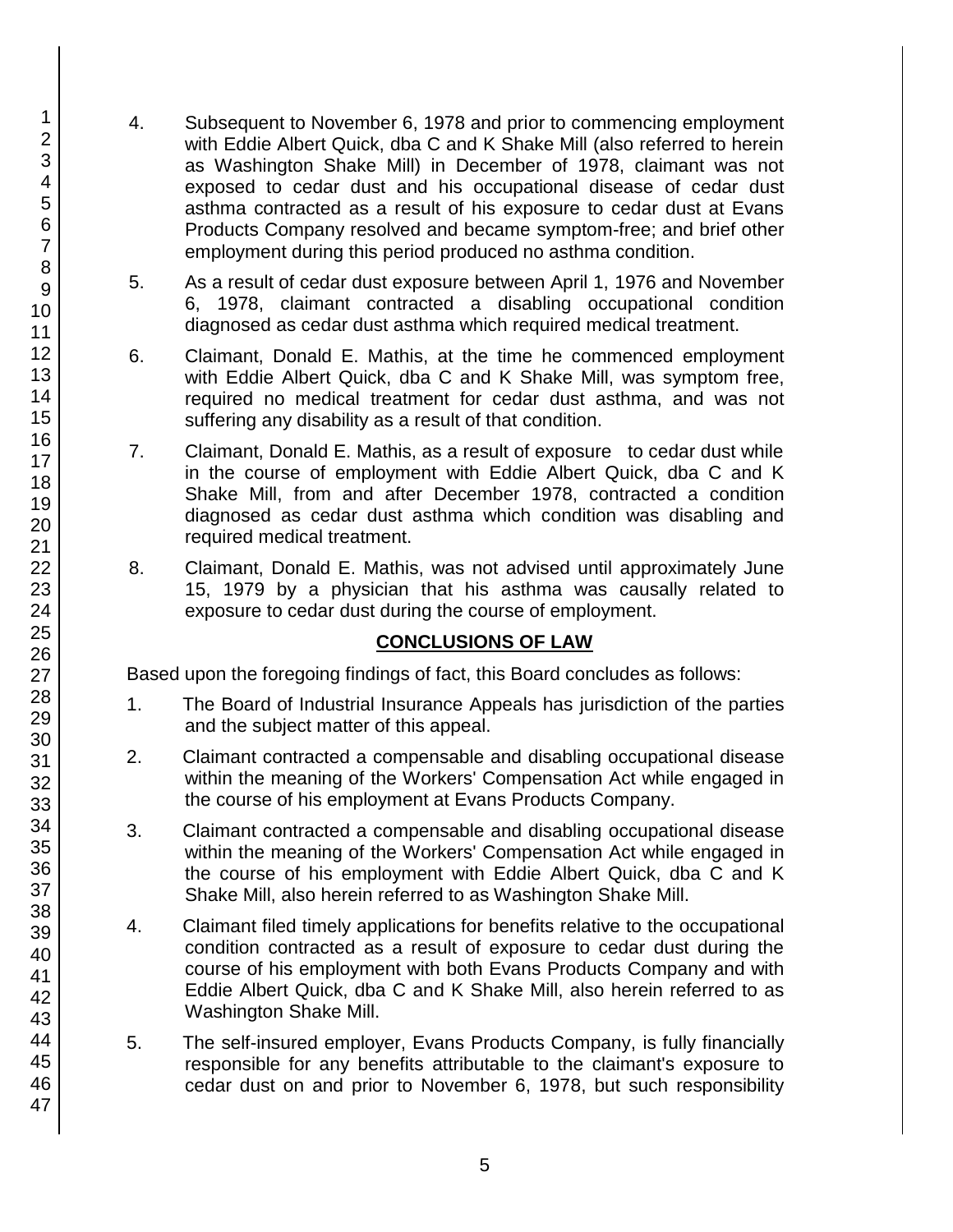4. Subsequent to November 6, 1978 and prior to commencing employment with Eddie Albert Quick, dba C and K Shake Mill (also referred to herein as Washington Shake Mill) in December of 1978, claimant was not exposed to cedar dust and his occupational disease of cedar dust asthma contracted as a result of his exposure to cedar dust at Evans Products Company resolved and became symptom-free; and brief other employment during this period produced no asthma condition.

5. As a result of cedar dust exposure between April 1, 1976 and November 6, 1978, claimant contracted a disabling occupational condition diagnosed as cedar dust asthma which required medical treatment.

6. Claimant, Donald E. Mathis, at the time he commenced employment with Eddie Albert Quick, dba C and K Shake Mill, was symptom free, required no medical treatment for cedar dust asthma, and was not suffering any disability as a result of that condition.

7. Claimant, Donald E. Mathis, as a result of exposure to cedar dust while in the course of employment with Eddie Albert Quick, dba C and K Shake Mill, from and after December 1978, contracted a condition diagnosed as cedar dust asthma which condition was disabling and required medical treatment.

8. Claimant, Donald E. Mathis, was not advised until approximately June 15, 1979 by a physician that his asthma was causally related to exposure to cedar dust during the course of employment.

## CONCLUSIONS OF LAW

Based upon the foregoing findings of fact, this Board concludes as follows:

1. The Board of Industrial Insurance Appeals has jurisdiction of the parties and the subject matter of this appeal.

2. Claimant contracted a compensable and disabling occupational disease within the meaning of the Workers' Compensation Act while engaged in the course of his employment at Evans Products Company.

3. Claimant contracted a compensable and disabling occupational disease within the meaning of the Workers' Compensation Act while engaged in the course of his employment with Eddie Albert Quick, dba C and K Shake Mill, also herein referred to as Washington Shake Mill.

4. Claimant filed timely applications for benefits relative to the occupational condition contracted as a result of exposure to cedar dust during the course of his employment with both Evans Products Company and with Eddie Albert Quick, dba C and K Shake Mill, also herein referred to as Washington Shake Mill.

5. The self-insured employer, Evans Products Company, is fully financially responsible for any benefits attributable to the claimant's exposure to cedar dust on and prior to November 6, 1978, but such responsibility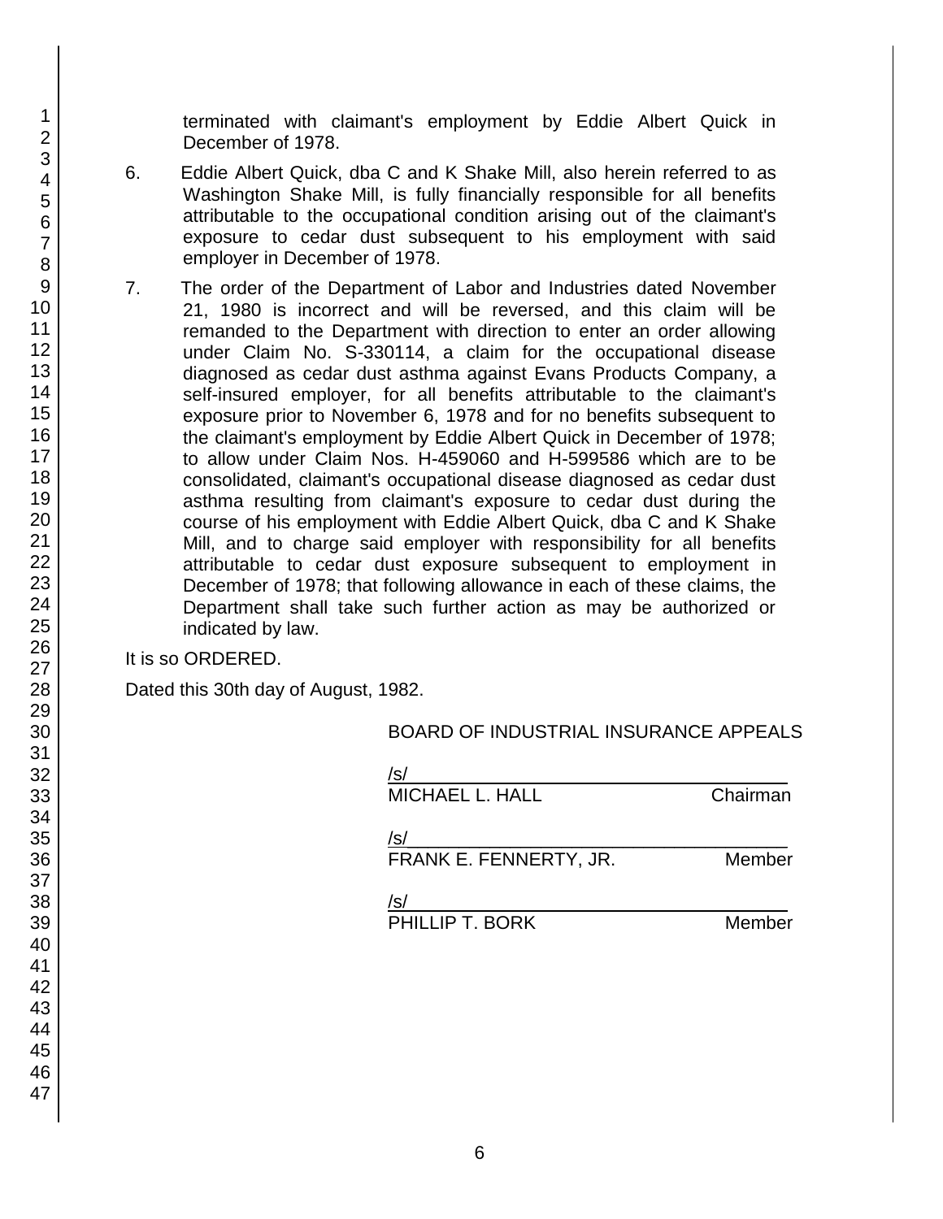terminated with claimant's employment by Eddie Albert Quick in December of 1978.

6. Eddie Albert Quick, dba C and K Shake Mill, also herein referred to as Washington Shake Mill, is fully financially responsible for all benefits attributable to the occupational condition arising out of the claimant's exposure to cedar dust subsequent to his employment with said employer in December of 1978.

7. The order of the Department of Labor and Industries dated November 21, 1980 is incorrect and will be reversed, and this claim will be remanded to the Department with direction to enter an order allowing under Claim No. S-330114, a claim for the occupational disease diagnosed as cedar dust asthma against Evans Products Company, a self-insured employer, for all benefits attributable to the claimant's exposure prior to November 6, 1978 and for no benefits subsequent to the claimant's employment by Eddie Albert Quick in December of 1978; to allow under Claim Nos. H-459060 and H-599586 which are to be consolidated, claimant's occupational disease diagnosed as cedar dust asthma resulting from claimant's exposure to cedar dust during the course of his employment with Eddie Albert Quick, dba C and K Shake Mill, and to charge said employer with responsibility for all benefits attributable to cedar dust exposure subsequent to employment in December of 1978; that following allowance in each of these claims, the Department shall take such further action as may be authorized or indicated by law.

It is so ORDERED.

Dated this 30th day of August, 1982.

BOARD OF INDUSTRIAL INSURANCE APPEALS

/s/
MICHAEL L. HALL — Chairman

/s/
FRANK E. FENNERTY, JR. — Member

/s/
PHILLIP T. BORK — Member